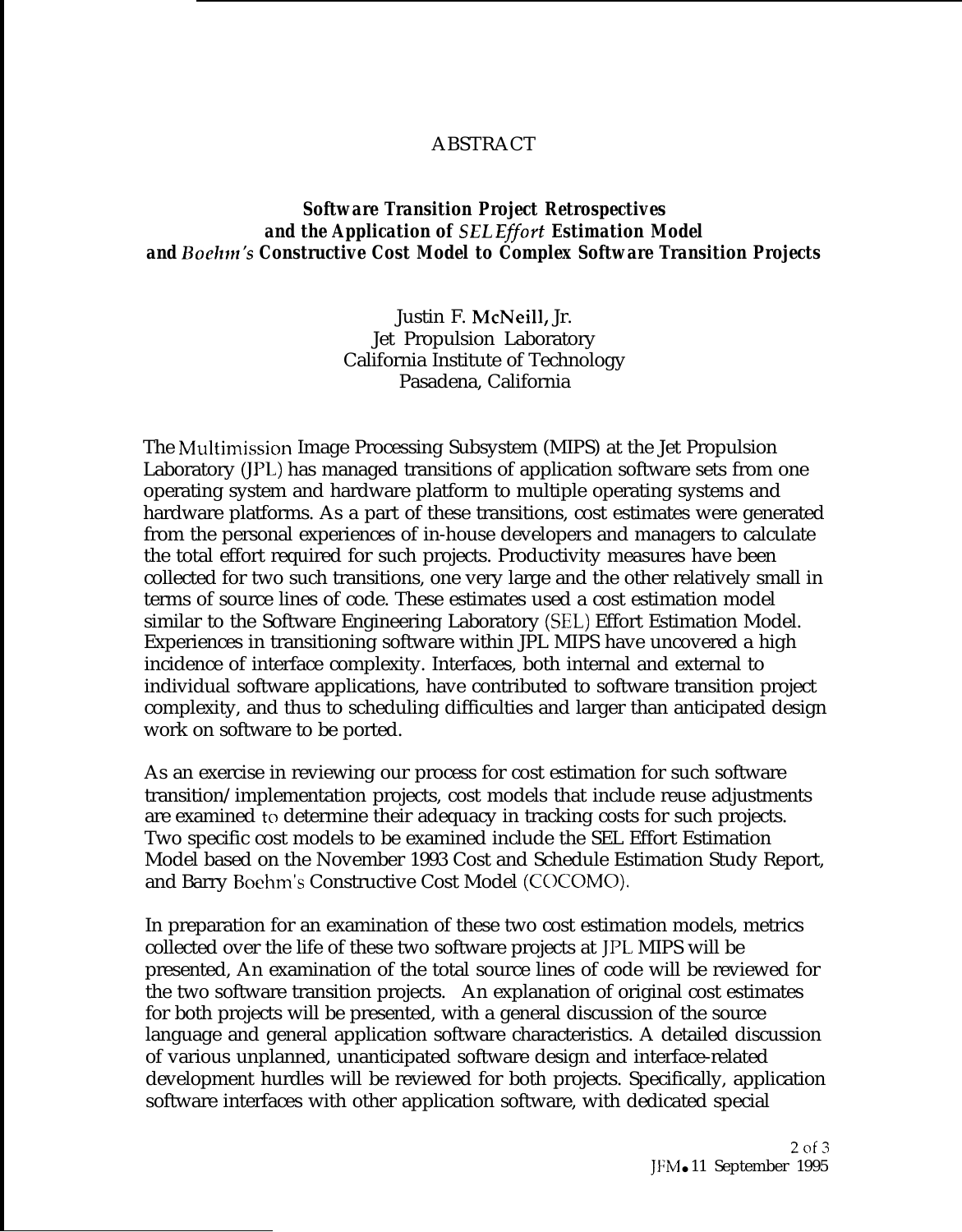# ABSTRACT

## *Software Transition Project Retrospectives and the Application of SEL Effort Estimation Model and Boehm's Constructive Cost Model to Complex Software Transition Projects*

Justin F. McNeill, Jr.
Jet Propulsion Laboratory
California Institute of Technology
Pasadena, California

The Multimission Image Processing Subsystem (MIPS) at the Jet Propulsion Laboratory (JPL) has managed transitions of application software sets from one operating system and hardware platform to multiple operating systems and hardware platforms. As a part of these transitions, cost estimates were generated from the personal experiences of in-house developers and managers to calculate the total effort required for such projects. Productivity measures have been collected for two such transitions, one very large and the other relatively small in terms of source lines of code. These estimates used a cost estimation model similar to the Software Engineering Laboratory (SEL) Effort Estimation Model. Experiences in transitioning software within JPL MIPS have uncovered a high incidence of interface complexity. Interfaces, both internal and external to individual software applications, have contributed to software transition project complexity, and thus to scheduling difficulties and larger than anticipated design work on software to be ported.

As an exercise in reviewing our process for cost estimation for such software transition/implementation projects, cost models that include reuse adjustments are examined to determine their adequacy in tracking costs for such projects. Two specific cost models to be examined include the SEL Effort Estimation Model based on the November 1993 Cost and Schedule Estimation Study Report, and Barry Boehm's Constructive Cost Model (COCOMO).

In preparation for an examination of these two cost estimation models, metrics collected over the life of these two software projects at JPL MIPS will be presented, An examination of the total source lines of code will be reviewed for the two software transition projects. An explanation of original cost estimates for both projects will be presented, with a general discussion of the source language and general application software characteristics. A detailed discussion of various unplanned, unanticipated software design and interface-related development hurdles will be reviewed for both projects. Specifically, application software interfaces with other application software, with dedicated special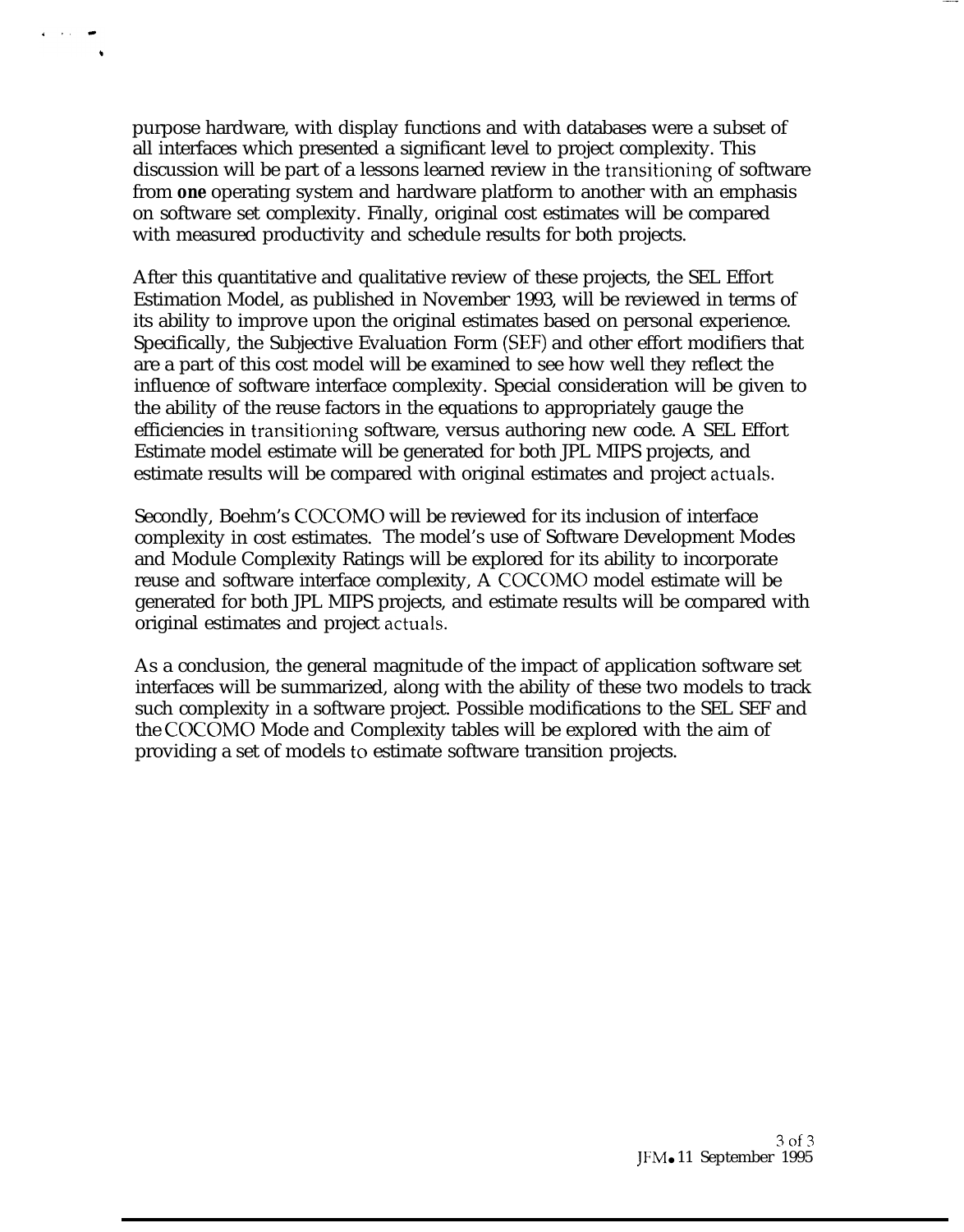purpose hardware, with display functions and with databases were a subset of all interfaces which presented a significant level to project complexity. This discussion will be part of a lessons learned review in the transitioning of software from **one** operating system and hardware platform to another with an emphasis on software set complexity. Finally, original cost estimates will be compared with measured productivity and schedule results for both projects.

After this quantitative and qualitative review of these projects, the SEL Effort Estimation Model, as published in November 1993, will be reviewed in terms of its ability to improve upon the original estimates based on personal experience. Specifically, the Subjective Evaluation Form (SEF) and other effort modifiers that are a part of this cost model will be examined to see how well they reflect the influence of software interface complexity. Special consideration will be given to the ability of the reuse factors in the equations to appropriately gauge the efficiencies in transitioning software, versus authoring new code. A SEL Effort Estimate model estimate will be generated for both JPL MIPS projects, and estimate results will be compared with original estimates and project actuals.

Secondly, Boehm's COCOMO will be reviewed for its inclusion of interface complexity in cost estimates. The model's use of Software Development Modes and Module Complexity Ratings will be explored for its ability to incorporate reuse and software interface complexity, A COCOMO model estimate will be generated for both JPL MIPS projects, and estimate results will be compared with original estimates and project actuals.

As a conclusion, the general magnitude of the impact of application software set interfaces will be summarized, along with the ability of these two models to track such complexity in a software project. Possible modifications to the SEL SEF and the COCOMO Mode and Complexity tables will be explored with the aim of providing a set of models to estimate software transition projects.

JFM• 11 September 1995